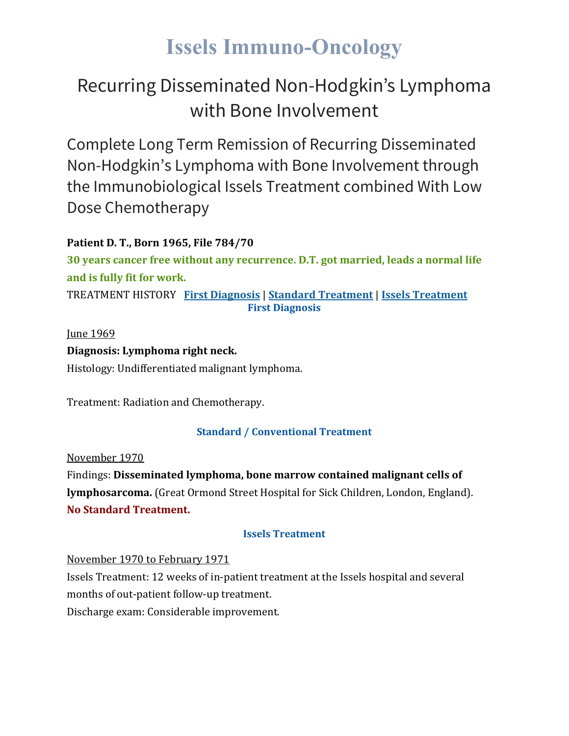# Issels Immuno-Oncology

## Recurring Disseminated Non-Hodgkin's Lymphoma with Bone Involvement

## Complete Long Term Remission of Recurring Disseminated Non-Hodgkin's Lymphoma with Bone Involvement through the Immunobiological Issels Treatment combined With Low Dose Chemotherapy

**Patient D. T., Born 1965, File 784/70**

**30 years cancer free without any recurrence. D.T. got married, leads a normal life and is fully fit for work.**

TREATMENT HISTORY [First Diagnosis] | [Standard Treatment] | [Issels Treatment]

### First Diagnosis

June 1969

**Diagnosis: Lymphoma right neck.**

Histology: Undifferentiated malignant lymphoma.

Treatment: Radiation and Chemotherapy.

### Standard / Conventional Treatment

November 1970

Findings: **Disseminated lymphoma, bone marrow contained malignant cells of lymphosarcoma.** (Great Ormond Street Hospital for Sick Children, London, England).

**No Standard Treatment.**

### Issels Treatment

November 1970 to February 1971

Issels Treatment: 12 weeks of in-patient treatment at the Issels hospital and several months of out-patient follow-up treatment.

Discharge exam: Considerable improvement.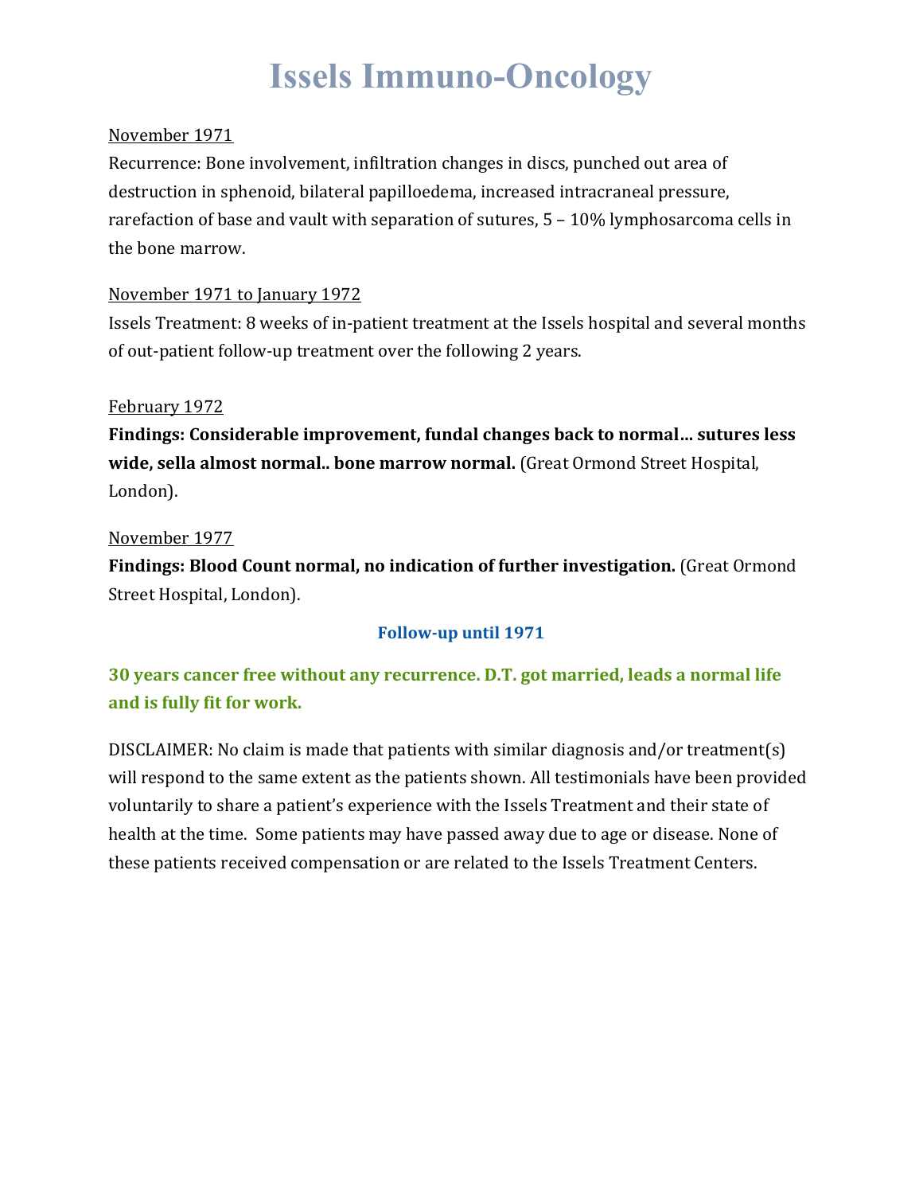# Issels Immuno-Oncology

November 1971

Recurrence: Bone involvement, infiltration changes in discs, punched out area of destruction in sphenoid, bilateral papilloedema, increased intracraneal pressure, rarefaction of base and vault with separation of sutures, 5 – 10% lymphosarcoma cells in the bone marrow.

November 1971 to January 1972

Issels Treatment: 8 weeks of in-patient treatment at the Issels hospital and several months of out-patient follow-up treatment over the following 2 years.

February 1972

**Findings: Considerable improvement, fundal changes back to normal… sutures less wide, sella almost normal.. bone marrow normal.** (Great Ormond Street Hospital, London).

November 1977

**Findings: Blood Count normal, no indication of further investigation.** (Great Ormond Street Hospital, London).

**Follow-up until 1971**

**30 years cancer free without any recurrence. D.T. got married, leads a normal life and is fully fit for work.**

DISCLAIMER: No claim is made that patients with similar diagnosis and/or treatment(s) will respond to the same extent as the patients shown. All testimonials have been provided voluntarily to share a patient's experience with the Issels Treatment and their state of health at the time. Some patients may have passed away due to age or disease. None of these patients received compensation or are related to the Issels Treatment Centers.